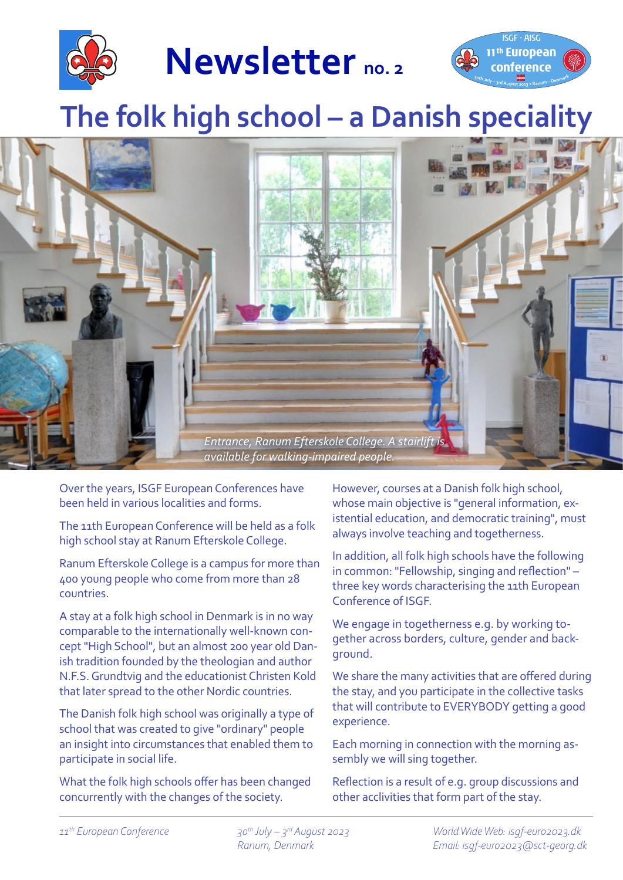# Newsletter no. 2

## The folk high school – a Danish speciality

*Entrance, Ranum Efterskole College. A stairlift is available for walking-impaired people.*

Over the years, ISGF European Conferences have been held in various localities and forms.

The 11th European Conference will be held as a folk high school stay at Ranum Efterskole College.

Ranum Efterskole College is a campus for more than 400 young people who come from more than 28 countries.

A stay at a folk high school in Denmark is in no way comparable to the internationally well-known concept "High School", but an almost 200 year old Danish tradition founded by the theologian and author N.F.S. Grundtvig and the educationist Christen Kold that later spread to the other Nordic countries.

The Danish folk high school was originally a type of school that was created to give "ordinary" people an insight into circumstances that enabled them to participate in social life.

What the folk high schools offer has been changed concurrently with the changes of the society.

However, courses at a Danish folk high school, whose main objective is "general information, existential education, and democratic training", must always involve teaching and togetherness.

In addition, all folk high schools have the following in common: "Fellowship, singing and reflection" – three key words characterising the 11th European Conference of ISGF.

We engage in togetherness e.g. by working together across borders, culture, gender and background.

We share the many activities that are offered during the stay, and you participate in the collective tasks that will contribute to EVERYBODY getting a good experience.

Each morning in connection with the morning assembly we will sing together.

Reflection is a result of e.g. group discussions and other acclivities that form part of the stay.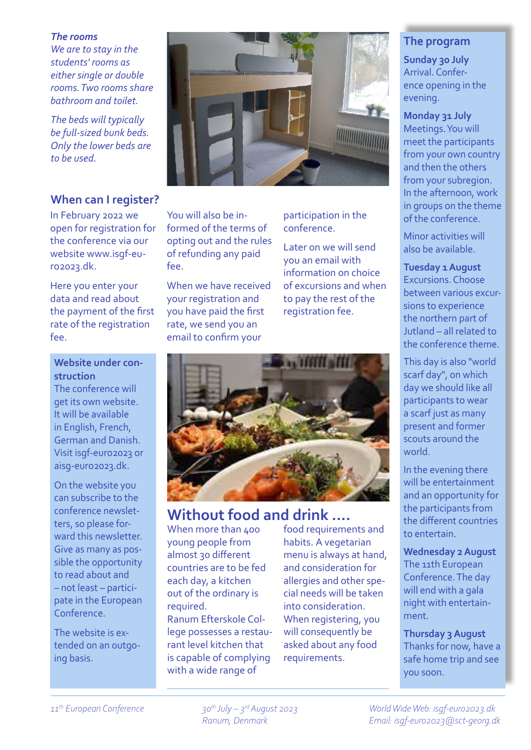### *The rooms*

*We are to stay in the students' rooms as either single or double rooms. Two rooms share bathroom and toilet.*

*The beds will typically be full-sized bunk beds. Only the lower beds are to be used.*

## When can I register?

In February 2022 we open for registration for the conference via our website www.isgf-euro2023.dk.

Here you enter your data and read about the payment of the first rate of the registration fee.

You will also be informed of the terms of opting out and the rules of refunding any paid fee.

When we have received your registration and you have paid the first rate, we send you an email to confirm your participation in the conference.

Later on we will send you an email with information on choice of excursions and when to pay the rest of the registration fee.

### Website under construction

The conference will get its own website. It will be available in English, French, German and Danish. Visit isgf-euro2023 or aisg-euro2023.dk.

On the website you can subscribe to the conference newsletters, so please forward this newsletter. Give as many as possible the opportunity to read about and – not least – participate in the European Conference.

The website is extended on an outgoing basis.

## Without food and drink ....

When more than 400 young people from almost 30 different countries are to be fed each day, a kitchen out of the ordinary is required.
Ranum Efterskole College possesses a restaurant level kitchen that is capable of complying with a wide range of food requirements and habits. A vegetarian menu is always at hand, and consideration for allergies and other special needs will be taken into consideration.
When registering, you will consequently be asked about any food requirements.

## The program

### Sunday 30 July

Arrival. Conference opening in the evening.

### Monday 31 July

Meetings. You will meet the participants from your own country and then the others from your subregion. In the afternoon, work in groups on the theme of the conference.

Minor activities will also be available.

### Tuesday 1 August

Excursions. Choose between various excursions to experience the northern part of Jutland – all related to the conference theme.

This day is also "world scarf day", on which day we should like all participants to wear a scarf just as many present and former scouts around the world.

In the evening there will be entertainment and an opportunity for the participants from the different countries to entertain.

### Wednesday 2 August

The 11th European Conference. The day will end with a gala night with entertainment.

### Thursday 3 August

Thanks for now, have a safe home trip and see you soon.

*11th European Conference* | *30th July – 3rd August 2023, Ranum, Denmark* | *World Wide Web: isgf-euro2023.dk, Email: isgf-euro2023@sct-georg.dk*